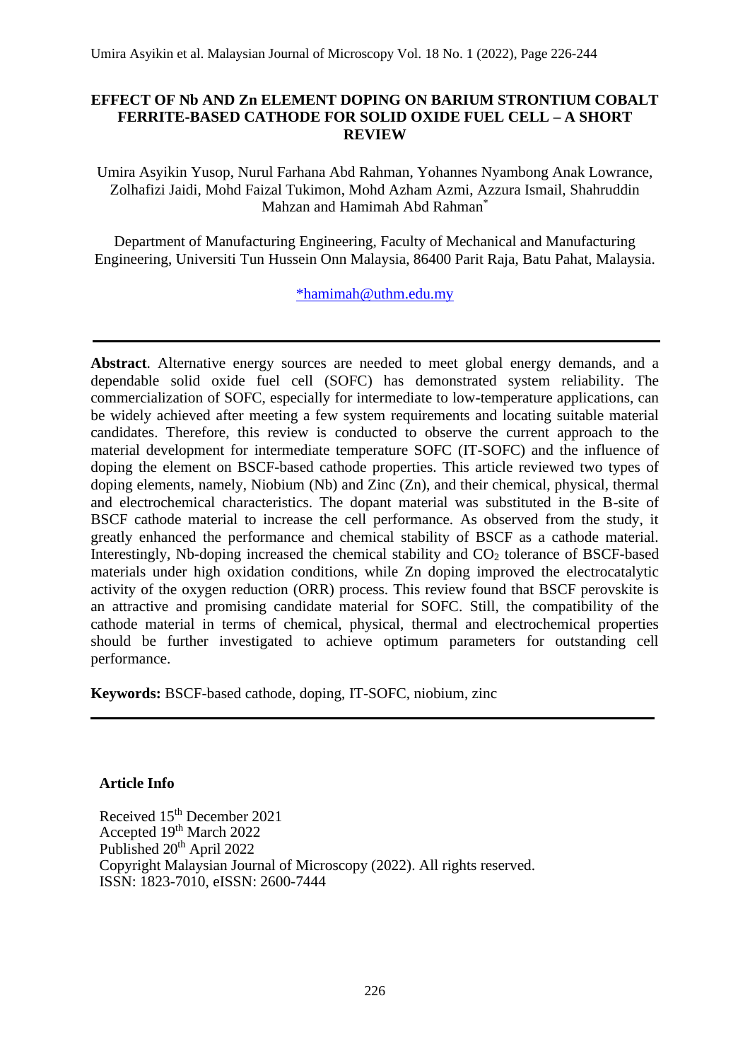# EFFECT OF Nb AND Zn ELEMENT DOPING ON BARIUM STRONTIUM COBALT FERRITE-BASED CATHODE FOR SOLID OXIDE FUEL CELL – A SHORT REVIEW

Umira Asyikin Yusop, Nurul Farhana Abd Rahman, Yohannes Nyambong Anak Lowrance, Zolhafizi Jaidi, Mohd Faizal Tukimon, Mohd Azham Azmi, Azzura Ismail, Shahruddin Mahzan and Hamimah Abd Rahman*

Department of Manufacturing Engineering, Faculty of Mechanical and Manufacturing Engineering, Universiti Tun Hussein Onn Malaysia, 86400 Parit Raja, Batu Pahat, Malaysia.

*hamimah@uthm.edu.my

---

**Abstract**. Alternative energy sources are needed to meet global energy demands, and a dependable solid oxide fuel cell (SOFC) has demonstrated system reliability. The commercialization of SOFC, especially for intermediate to low-temperature applications, can be widely achieved after meeting a few system requirements and locating suitable material candidates. Therefore, this review is conducted to observe the current approach to the material development for intermediate temperature SOFC (IT-SOFC) and the influence of doping the element on BSCF-based cathode properties. This article reviewed two types of doping elements, namely, Niobium (Nb) and Zinc (Zn), and their chemical, physical, thermal and electrochemical characteristics. The dopant material was substituted in the B-site of BSCF cathode material to increase the cell performance. As observed from the study, it greatly enhanced the performance and chemical stability of BSCF as a cathode material. Interestingly, Nb-doping increased the chemical stability and $CO_2$ tolerance of BSCF-based materials under high oxidation conditions, while Zn doping improved the electrocatalytic activity of the oxygen reduction (ORR) process. This review found that BSCF perovskite is an attractive and promising candidate material for SOFC. Still, the compatibility of the cathode material in terms of chemical, physical, thermal and electrochemical properties should be further investigated to achieve optimum parameters for outstanding cell performance.

**Keywords:** BSCF-based cathode, doping, IT-SOFC, niobium, zinc

---

**Article Info**

Received 15th December 2021
Accepted 19th March 2022
Published 20th April 2022
Copyright Malaysian Journal of Microscopy (2022). All rights reserved.
ISSN: 1823-7010, eISSN: 2600-7444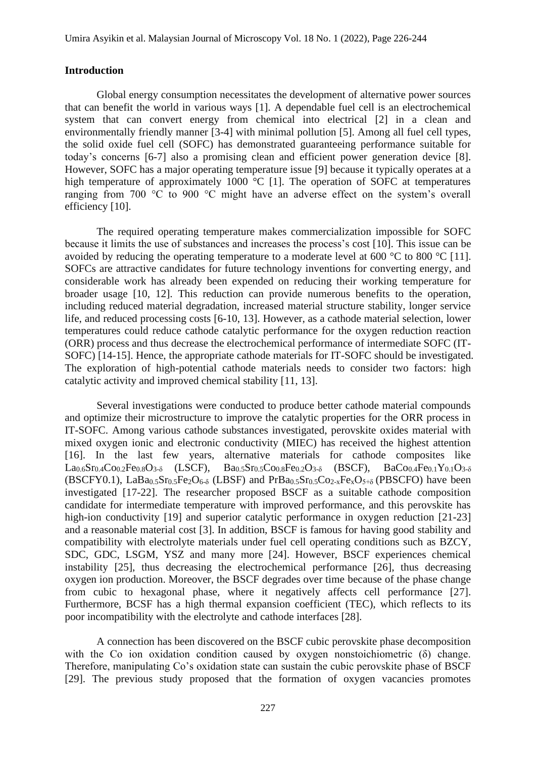## Introduction

Global energy consumption necessitates the development of alternative power sources that can benefit the world in various ways [1]. A dependable fuel cell is an electrochemical system that can convert energy from chemical into electrical [2] in a clean and environmentally friendly manner [3-4] with minimal pollution [5]. Among all fuel cell types, the solid oxide fuel cell (SOFC) has demonstrated guaranteeing performance suitable for today's concerns [6-7] also a promising clean and efficient power generation device [8]. However, SOFC has a major operating temperature issue [9] because it typically operates at a high temperature of approximately 1000 °C [1]. The operation of SOFC at temperatures ranging from 700 °C to 900 °C might have an adverse effect on the system's overall efficiency [10].

The required operating temperature makes commercialization impossible for SOFC because it limits the use of substances and increases the process's cost [10]. This issue can be avoided by reducing the operating temperature to a moderate level at 600 °C to 800 °C [11]. SOFCs are attractive candidates for future technology inventions for converting energy, and considerable work has already been expended on reducing their working temperature for broader usage [10, 12]. This reduction can provide numerous benefits to the operation, including reduced material degradation, increased material structure stability, longer service life, and reduced processing costs [6-10, 13]. However, as a cathode material selection, lower temperatures could reduce cathode catalytic performance for the oxygen reduction reaction (ORR) process and thus decrease the electrochemical performance of intermediate SOFC (IT-SOFC) [14-15]. Hence, the appropriate cathode materials for IT-SOFC should be investigated. The exploration of high-potential cathode materials needs to consider two factors: high catalytic activity and improved chemical stability [11, 13].

Several investigations were conducted to produce better cathode material compounds and optimize their microstructure to improve the catalytic properties for the ORR process in IT-SOFC. Among various cathode substances investigated, perovskite oxides material with mixed oxygen ionic and electronic conductivity (MIEC) has received the highest attention [16]. In the last few years, alternative materials for cathode composites like $La_{0.6}Sr_{0.4}Co_{0.2}Fe_{0.8}O_{3-\delta}$ (LSCF), $Ba_{0.5}Sr_{0.5}Co_{0.8}Fe_{0.2}O_{3-\delta}$ (BSCF), $BaCo_{0.4}Fe_{0.1}Y_{0.1}O_{3-\delta}$ (BSCFY0.1), $LaBa_{0.5}Sr_{0.5}Fe_2O_{6-\delta}$ (LBSF) and $PrBa_{0.5}Sr_{0.5}Co_{2-x}Fe_xO_{5+\delta}$ (PBSCFO) have been investigated [17-22]. The researcher proposed BSCF as a suitable cathode composition candidate for intermediate temperature with improved performance, and this perovskite has high-ion conductivity [19] and superior catalytic performance in oxygen reduction [21-23] and a reasonable material cost [3]. In addition, BSCF is famous for having good stability and compatibility with electrolyte materials under fuel cell operating conditions such as BZCY, SDC, GDC, LSGM, YSZ and many more [24]. However, BSCF experiences chemical instability [25], thus decreasing the electrochemical performance [26], thus decreasing oxygen ion production. Moreover, the BSCF degrades over time because of the phase change from cubic to hexagonal phase, where it negatively affects cell performance [27]. Furthermore, BCSF has a high thermal expansion coefficient (TEC), which reflects to its poor incompatibility with the electrolyte and cathode interfaces [28].

A connection has been discovered on the BSCF cubic perovskite phase decomposition with the Co ion oxidation condition caused by oxygen nonstoichiometric ($\delta$) change. Therefore, manipulating Co's oxidation state can sustain the cubic perovskite phase of BSCF [29]. The previous study proposed that the formation of oxygen vacancies promotes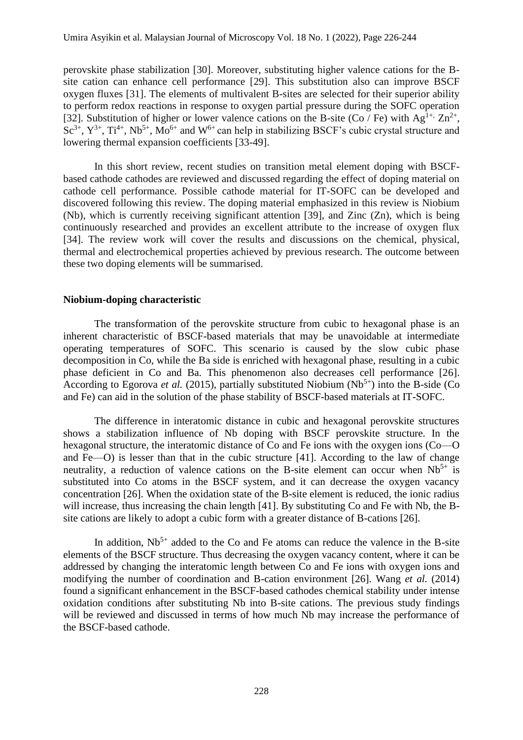perovskite phase stabilization [30]. Moreover, substituting higher valence cations for the B-site cation can enhance cell performance [29]. This substitution also can improve BSCF oxygen fluxes [31]. The elements of multivalent B-sites are selected for their superior ability to perform redox reactions in response to oxygen partial pressure during the SOFC operation [32]. Substitution of higher or lower valence cations on the B-site (Co / Fe) with $Ag^{1+}$, $Zn^{2+}$, $Sc^{3+}$, $Y^{3+}$, $Ti^{4+}$, $Nb^{5+}$, $Mo^{6+}$ and $W^{6+}$ can help in stabilizing BSCF's cubic crystal structure and lowering thermal expansion coefficients [33-49].

In this short review, recent studies on transition metal element doping with BSCF-based cathode cathodes are reviewed and discussed regarding the effect of doping material on cathode cell performance. Possible cathode material for IT-SOFC can be developed and discovered following this review. The doping material emphasized in this review is Niobium (Nb), which is currently receiving significant attention [39], and Zinc (Zn), which is being continuously researched and provides an excellent attribute to the increase of oxygen flux [34]. The review work will cover the results and discussions on the chemical, physical, thermal and electrochemical properties achieved by previous research. The outcome between these two doping elements will be summarised.

## Niobium-doping characteristic

The transformation of the perovskite structure from cubic to hexagonal phase is an inherent characteristic of BSCF-based materials that may be unavoidable at intermediate operating temperatures of SOFC. This scenario is caused by the slow cubic phase decomposition in Co, while the Ba side is enriched with hexagonal phase, resulting in a cubic phase deficient in Co and Ba. This phenomenon also decreases cell performance [26]. According to Egorova *et al.* (2015), partially substituted Niobium ($Nb^{5+}$) into the B-side (Co and Fe) can aid in the solution of the phase stability of BSCF-based materials at IT-SOFC.

The difference in interatomic distance in cubic and hexagonal perovskite structures shows a stabilization influence of Nb doping with BSCF perovskite structure. In the hexagonal structure, the interatomic distance of Co and Fe ions with the oxygen ions (Co—O and Fe—O) is lesser than that in the cubic structure [41]. According to the law of change neutrality, a reduction of valence cations on the B-site element can occur when $Nb^{5+}$ is substituted into Co atoms in the BSCF system, and it can decrease the oxygen vacancy concentration [26]. When the oxidation state of the B-site element is reduced, the ionic radius will increase, thus increasing the chain length [41]. By substituting Co and Fe with Nb, the B-site cations are likely to adopt a cubic form with a greater distance of B-cations [26].

In addition, $Nb^{5+}$ added to the Co and Fe atoms can reduce the valence in the B-site elements of the BSCF structure. Thus decreasing the oxygen vacancy content, where it can be addressed by changing the interatomic length between Co and Fe ions with oxygen ions and modifying the number of coordination and B-cation environment [26]. Wang *et al.* (2014) found a significant enhancement in the BSCF-based cathodes chemical stability under intense oxidation conditions after substituting Nb into B-site cations. The previous study findings will be reviewed and discussed in terms of how much Nb may increase the performance of the BSCF-based cathode.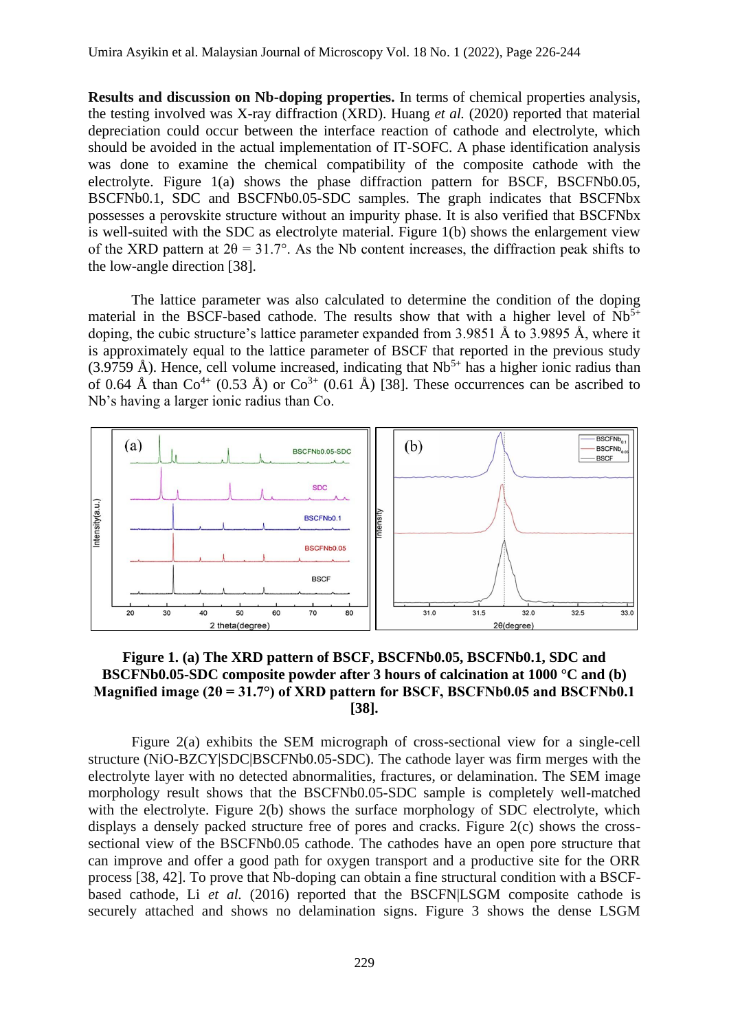**Results and discussion on Nb-doping properties.** In terms of chemical properties analysis, the testing involved was X-ray diffraction (XRD). Huang *et al.* (2020) reported that material depreciation could occur between the interface reaction of cathode and electrolyte, which should be avoided in the actual implementation of IT-SOFC. A phase identification analysis was done to examine the chemical compatibility of the composite cathode with the electrolyte. Figure 1(a) shows the phase diffraction pattern for BSCF, BSCFNb0.05, BSCFNb0.1, SDC and BSCFNb0.05-SDC samples. The graph indicates that BSCFNbx possesses a perovskite structure without an impurity phase. It is also verified that BSCFNbx is well-suited with the SDC as electrolyte material. Figure 1(b) shows the enlargement view of the XRD pattern at $2\theta = 31.7°$. As the Nb content increases, the diffraction peak shifts to the low-angle direction [38].

The lattice parameter was also calculated to determine the condition of the doping material in the BSCF-based cathode. The results show that with a higher level of $Nb^{5+}$ doping, the cubic structure's lattice parameter expanded from 3.9851 Å to 3.9895 Å, where it is approximately equal to the lattice parameter of BSCF that reported in the previous study (3.9759 Å). Hence, cell volume increased, indicating that $Nb^{5+}$ has a higher ionic radius than of 0.64 Å than $Co^{4+}$ (0.53 Å) or $Co^{3+}$ (0.61 Å) [38]. These occurrences can be ascribed to Nb's having a larger ionic radius than Co.

**Figure 1. (a) The XRD pattern of BSCF, BSCFNb0.05, BSCFNb0.1, SDC and BSCFNb0.05-SDC composite powder after 3 hours of calcination at 1000 °C and (b) Magnified image ($2\theta = 31.7°$) of XRD pattern for BSCF, BSCFNb0.05 and BSCFNb0.1 [38].**

Figure 2(a) exhibits the SEM micrograph of cross-sectional view for a single-cell structure (NiO-BZCY|SDC|BSCFNb0.05-SDC). The cathode layer was firm merges with the electrolyte layer with no detected abnormalities, fractures, or delamination. The SEM image morphology result shows that the BSCFNb0.05-SDC sample is completely well-matched with the electrolyte. Figure 2(b) shows the surface morphology of SDC electrolyte, which displays a densely packed structure free of pores and cracks. Figure 2(c) shows the cross-sectional view of the BSCFNb0.05 cathode. The cathodes have an open pore structure that can improve and offer a good path for oxygen transport and a productive site for the ORR process [38, 42]. To prove that Nb-doping can obtain a fine structural condition with a BSCF-based cathode, Li *et al.* (2016) reported that the BSCFN|LSGM composite cathode is securely attached and shows no delamination signs. Figure 3 shows the dense LSGM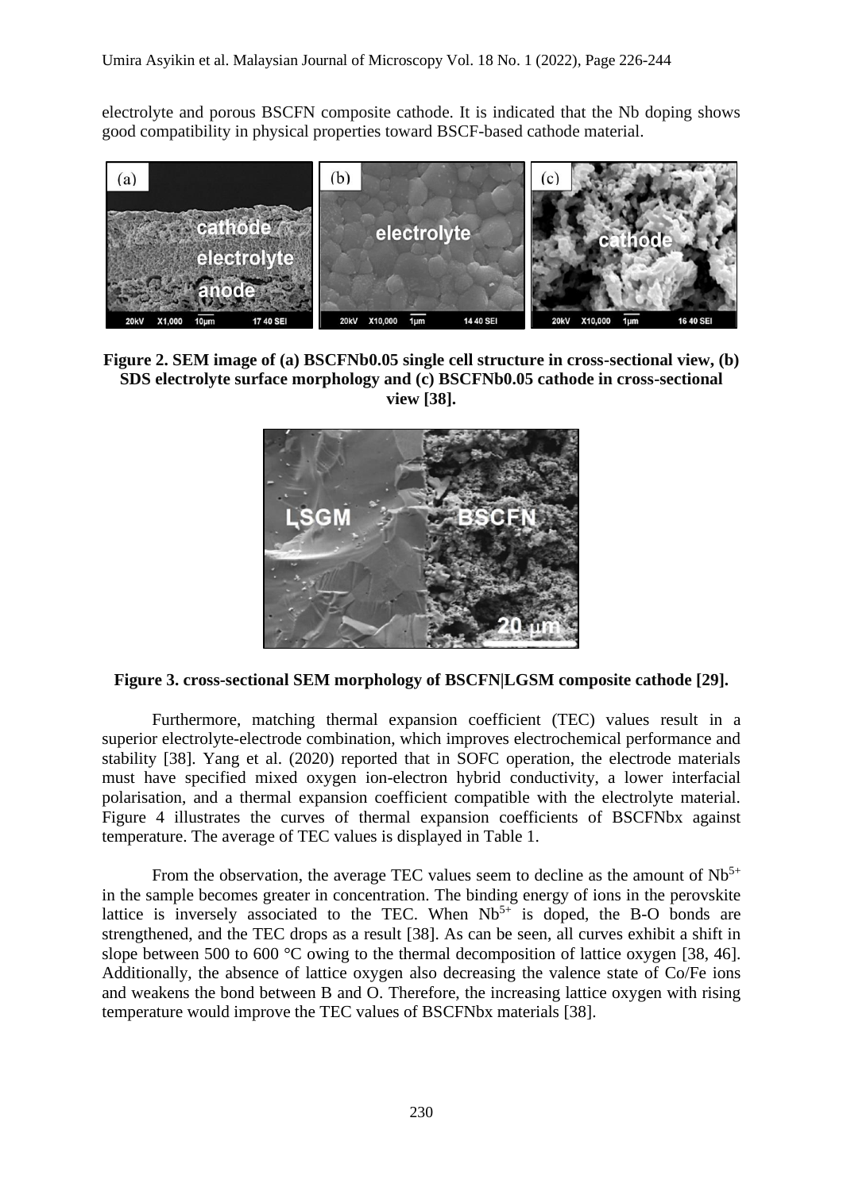electrolyte and porous BSCFN composite cathode. It is indicated that the Nb doping shows good compatibility in physical properties toward BSCF-based cathode material.

**Figure 2. SEM image of (a) BSCFNb0.05 single cell structure in cross-sectional view, (b) SDS electrolyte surface morphology and (c) BSCFNb0.05 cathode in cross-sectional view [38].**

**Figure 3. cross-sectional SEM morphology of BSCFN|LGSM composite cathode [29].**

Furthermore, matching thermal expansion coefficient (TEC) values result in a superior electrolyte-electrode combination, which improves electrochemical performance and stability [38]. Yang et al. (2020) reported that in SOFC operation, the electrode materials must have specified mixed oxygen ion-electron hybrid conductivity, a lower interfacial polarisation, and a thermal expansion coefficient compatible with the electrolyte material. Figure 4 illustrates the curves of thermal expansion coefficients of BSCFNbx against temperature. The average of TEC values is displayed in Table 1.

From the observation, the average TEC values seem to decline as the amount of $Nb^{5+}$ in the sample becomes greater in concentration. The binding energy of ions in the perovskite lattice is inversely associated to the TEC. When $Nb^{5+}$ is doped, the B-O bonds are strengthened, and the TEC drops as a result [38]. As can be seen, all curves exhibit a shift in slope between 500 to 600 °C owing to the thermal decomposition of lattice oxygen [38, 46]. Additionally, the absence of lattice oxygen also decreasing the valence state of Co/Fe ions and weakens the bond between B and O. Therefore, the increasing lattice oxygen with rising temperature would improve the TEC values of BSCFNbx materials [38].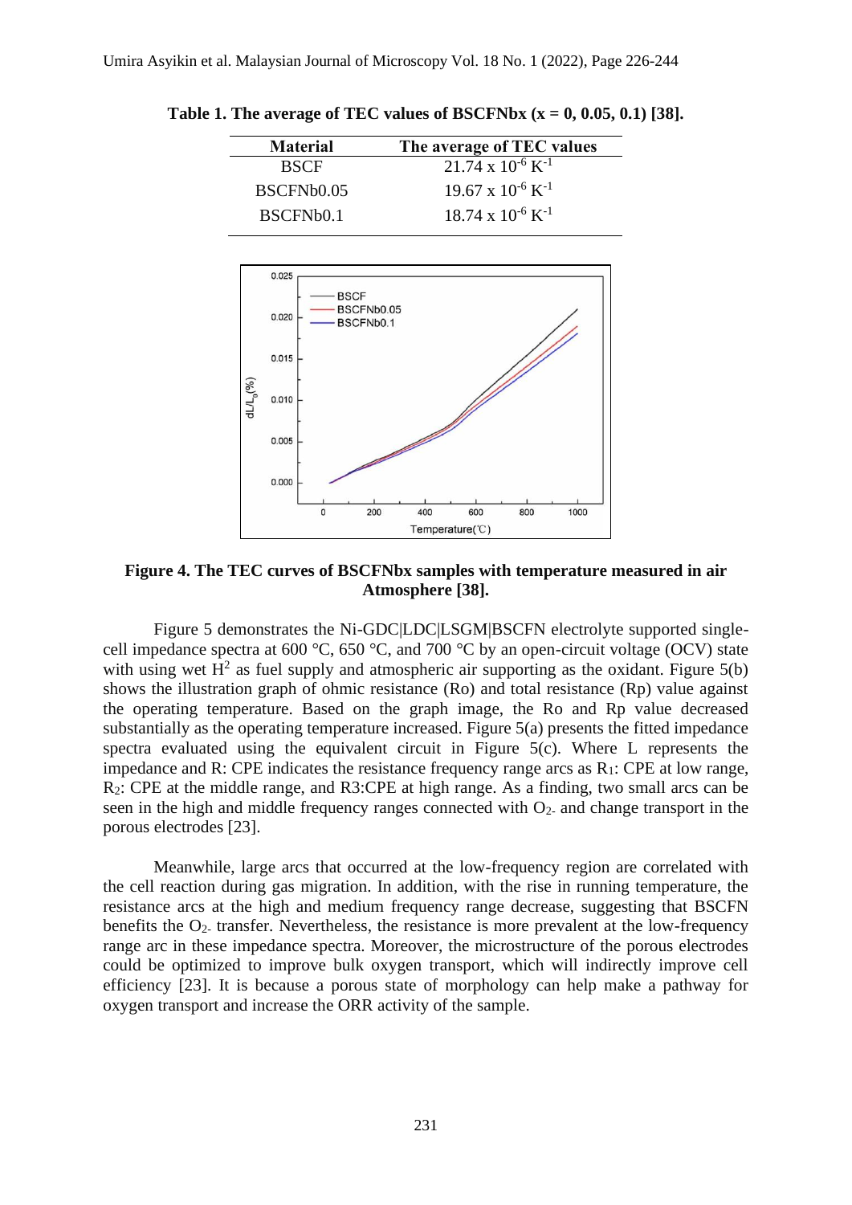**Table 1. The average of TEC values of BSCFNbx (x = 0, 0.05, 0.1) [38].**

| Material | The average of TEC values |
|---|---|
| BSCF | $21.74 \times 10^{-6}$ $K^{-1}$ |
| BSCFNb0.05 | $19.67 \times 10^{-6}$ $K^{-1}$ |
| BSCFNb0.1 | $18.74 \times 10^{-6}$ $K^{-1}$ |

**Figure 4. The TEC curves of BSCFNbx samples with temperature measured in air Atmosphere [38].**

Figure 5 demonstrates the Ni-GDC|LDC|LSGM|BSCFN electrolyte supported single-cell impedance spectra at 600 °C, 650 °C, and 700 °C by an open-circuit voltage (OCV) state with using wet $H^2$ as fuel supply and atmospheric air supporting as the oxidant. Figure 5(b) shows the illustration graph of ohmic resistance (Ro) and total resistance (Rp) value against the operating temperature. Based on the graph image, the Ro and Rp value decreased substantially as the operating temperature increased. Figure 5(a) presents the fitted impedance spectra evaluated using the equivalent circuit in Figure 5(c). Where L represents the impedance and R: CPE indicates the resistance frequency range arcs as $R_1$: CPE at low range, $R_2$: CPE at the middle range, and R3:CPE at high range. As a finding, two small arcs can be seen in the high and middle frequency ranges connected with $O_{2-}$ and change transport in the porous electrodes [23].

Meanwhile, large arcs that occurred at the low-frequency region are correlated with the cell reaction during gas migration. In addition, with the rise in running temperature, the resistance arcs at the high and medium frequency range decrease, suggesting that BSCFN benefits the $O_{2-}$ transfer. Nevertheless, the resistance is more prevalent at the low-frequency range arc in these impedance spectra. Moreover, the microstructure of the porous electrodes could be optimized to improve bulk oxygen transport, which will indirectly improve cell efficiency [23]. It is because a porous state of morphology can help make a pathway for oxygen transport and increase the ORR activity of the sample.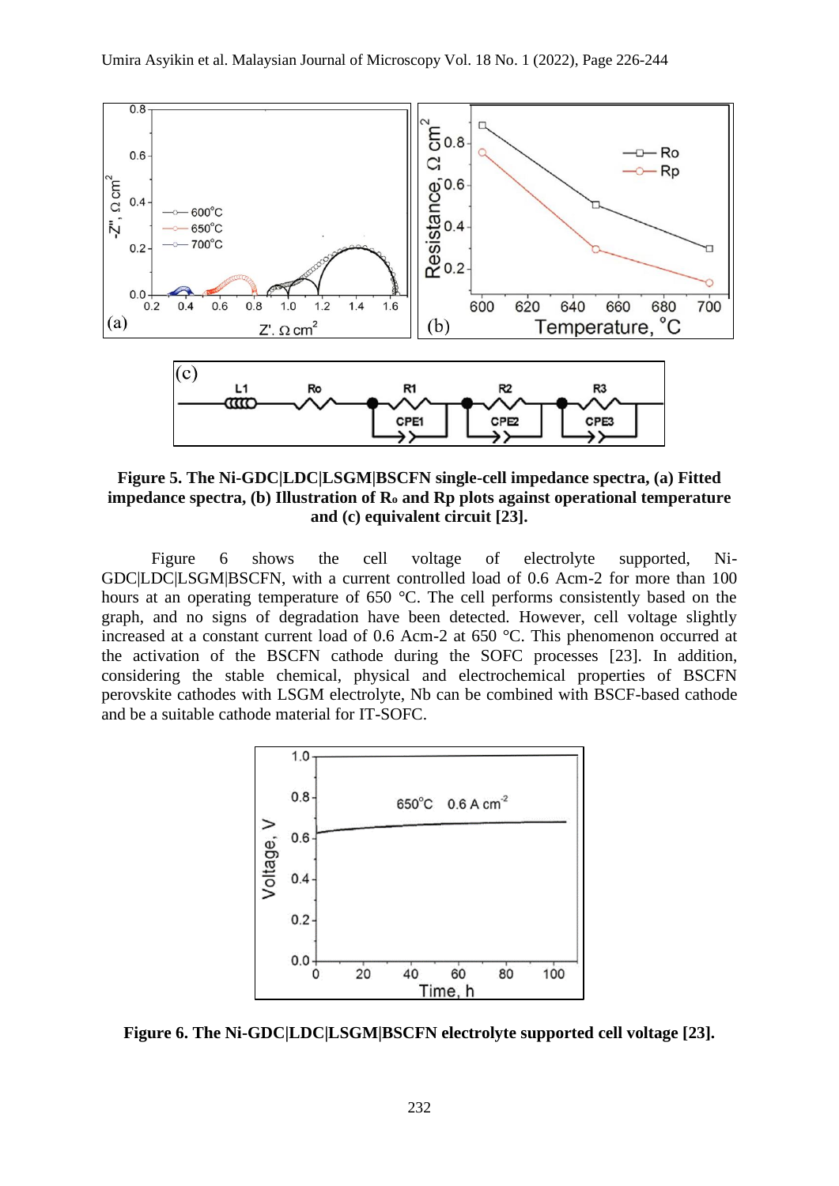**Figure 5. The Ni-GDC|LDC|LSGM|BSCFN single-cell impedance spectra, (a) Fitted impedance spectra, (b) Illustration of $R_o$ and Rp plots against operational temperature and (c) equivalent circuit [23].**

Figure 6 shows the cell voltage of electrolyte supported, Ni-GDC|LDC|LSGM|BSCFN, with a current controlled load of 0.6 Acm-2 for more than 100 hours at an operating temperature of 650 °C. The cell performs consistently based on the graph, and no signs of degradation have been detected. However, cell voltage slightly increased at a constant current load of 0.6 Acm-2 at 650 °C. This phenomenon occurred at the activation of the BSCFN cathode during the SOFC processes [23]. In addition, considering the stable chemical, physical and electrochemical properties of BSCFN perovskite cathodes with LSGM electrolyte, Nb can be combined with BSCF-based cathode and be a suitable cathode material for IT-SOFC.

**Figure 6. The Ni-GDC|LDC|LSGM|BSCFN electrolyte supported cell voltage [23].**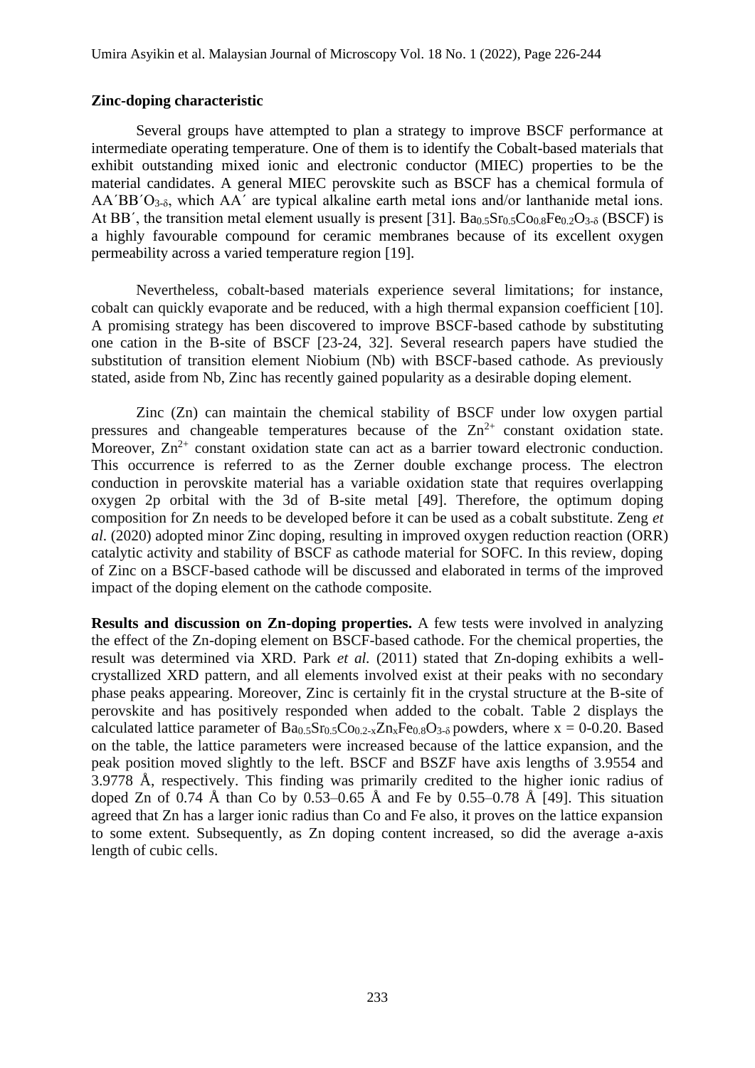**Zinc-doping characteristic**

Several groups have attempted to plan a strategy to improve BSCF performance at intermediate operating temperature. One of them is to identify the Cobalt-based materials that exhibit outstanding mixed ionic and electronic conductor (MIEC) properties to be the material candidates. A general MIEC perovskite such as BSCF has a chemical formula of $AA'BB'O_{3-\delta}$, which AA´ are typical alkaline earth metal ions and/or lanthanide metal ions. At BB´, the transition metal element usually is present [31]. $Ba_{0.5}Sr_{0.5}Co_{0.8}Fe_{0.2}O_{3-\delta}$ (BSCF) is a highly favourable compound for ceramic membranes because of its excellent oxygen permeability across a varied temperature region [19].

Nevertheless, cobalt-based materials experience several limitations; for instance, cobalt can quickly evaporate and be reduced, with a high thermal expansion coefficient [10]. A promising strategy has been discovered to improve BSCF-based cathode by substituting one cation in the B-site of BSCF [23-24, 32]. Several research papers have studied the substitution of transition element Niobium (Nb) with BSCF-based cathode. As previously stated, aside from Nb, Zinc has recently gained popularity as a desirable doping element.

Zinc (Zn) can maintain the chemical stability of BSCF under low oxygen partial pressures and changeable temperatures because of the $Zn^{2+}$ constant oxidation state. Moreover, $Zn^{2+}$ constant oxidation state can act as a barrier toward electronic conduction. This occurrence is referred to as the Zerner double exchange process. The electron conduction in perovskite material has a variable oxidation state that requires overlapping oxygen 2p orbital with the 3d of B-site metal [49]. Therefore, the optimum doping composition for Zn needs to be developed before it can be used as a cobalt substitute. Zeng *et al.* (2020) adopted minor Zinc doping, resulting in improved oxygen reduction reaction (ORR) catalytic activity and stability of BSCF as cathode material for SOFC. In this review, doping of Zinc on a BSCF-based cathode will be discussed and elaborated in terms of the improved impact of the doping element on the cathode composite.

**Results and discussion on Zn-doping properties.** A few tests were involved in analyzing the effect of the Zn-doping element on BSCF-based cathode. For the chemical properties, the result was determined via XRD. Park *et al.* (2011) stated that Zn-doping exhibits a well-crystallized XRD pattern, and all elements involved exist at their peaks with no secondary phase peaks appearing. Moreover, Zinc is certainly fit in the crystal structure at the B-site of perovskite and has positively responded when added to the cobalt. Table 2 displays the calculated lattice parameter of $Ba_{0.5}Sr_{0.5}Co_{0.2-x}Zn_xFe_{0.8}O_{3-\delta}$ powders, where x = 0-0.20. Based on the table, the lattice parameters were increased because of the lattice expansion, and the peak position moved slightly to the left. BSCF and BSZF have axis lengths of 3.9554 and 3.9778 Å, respectively. This finding was primarily credited to the higher ionic radius of doped Zn of 0.74 Å than Co by 0.53–0.65 Å and Fe by 0.55–0.78 Å [49]. This situation agreed that Zn has a larger ionic radius than Co and Fe also, it proves on the lattice expansion to some extent. Subsequently, as Zn doping content increased, so did the average a-axis length of cubic cells.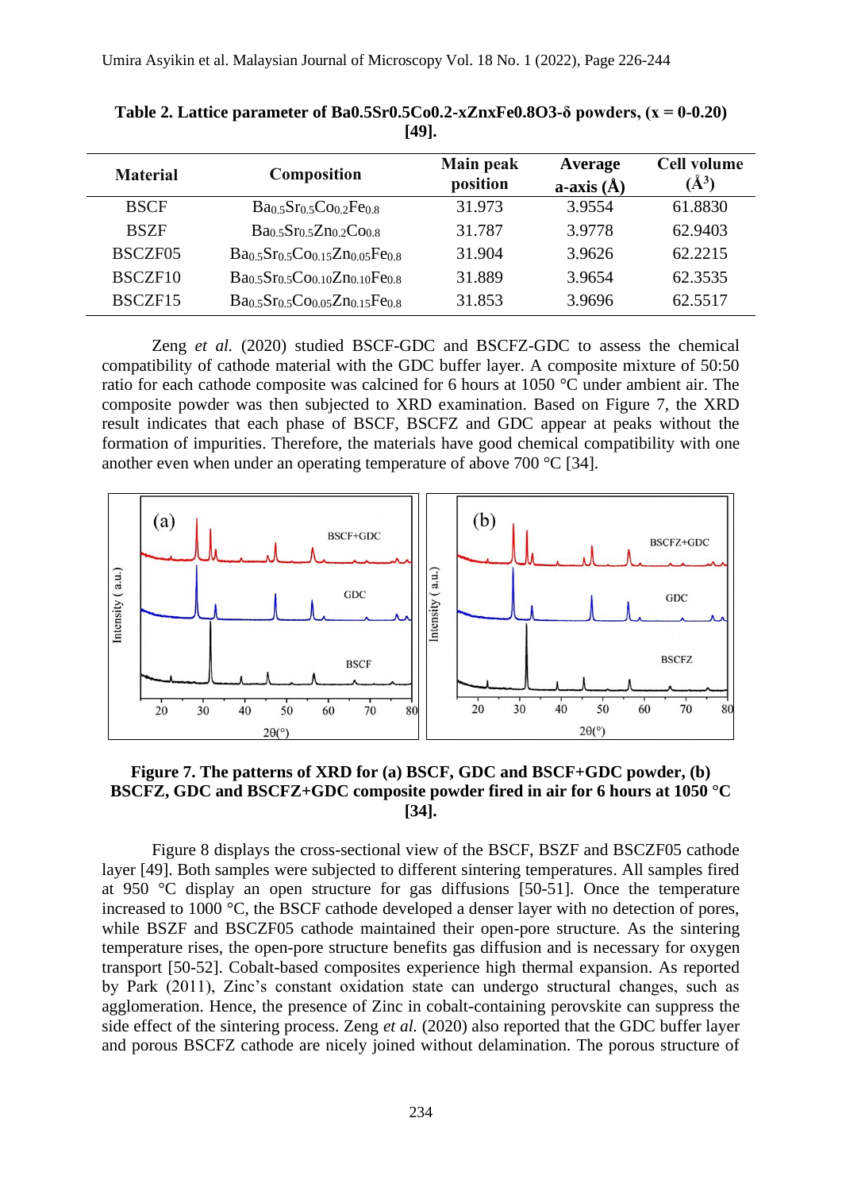**Table 2. Lattice parameter of Ba0.5Sr0.5Co0.2-xZnxFe0.8O3-δ powders, (x = 0-0.20) [49].**

| Material | Composition | Main peak position | Average a-axis (Å) | Cell volume (Å$^3$) |
|---|---|---|---|---|
| BSCF | $Ba_{0.5}Sr_{0.5}Co_{0.2}Fe_{0.8}$ | 31.973 | 3.9554 | 61.8830 |
| BSZF | $Ba_{0.5}Sr_{0.5}Zn_{0.2}Co_{0.8}$ | 31.787 | 3.9778 | 62.9403 |
| BSCZF05 | $Ba_{0.5}Sr_{0.5}Co_{0.15}Zn_{0.05}Fe_{0.8}$ | 31.904 | 3.9626 | 62.2215 |
| BSCZF10 | $Ba_{0.5}Sr_{0.5}Co_{0.10}Zn_{0.10}Fe_{0.8}$ | 31.889 | 3.9654 | 62.3535 |
| BSCZF15 | $Ba_{0.5}Sr_{0.5}Co_{0.05}Zn_{0.15}Fe_{0.8}$ | 31.853 | 3.9696 | 62.5517 |

Zeng *et al.* (2020) studied BSCF-GDC and BSCFZ-GDC to assess the chemical compatibility of cathode material with the GDC buffer layer. A composite mixture of 50:50 ratio for each cathode composite was calcined for 6 hours at 1050 °C under ambient air. The composite powder was then subjected to XRD examination. Based on Figure 7, the XRD result indicates that each phase of BSCF, BSCFZ and GDC appear at peaks without the formation of impurities. Therefore, the materials have good chemical compatibility with one another even when under an operating temperature of above 700 °C [34].

**Figure 7. The patterns of XRD for (a) BSCF, GDC and BSCF+GDC powder, (b) BSCFZ, GDC and BSCFZ+GDC composite powder fired in air for 6 hours at 1050 °C [34].**

Figure 8 displays the cross-sectional view of the BSCF, BSZF and BSCZF05 cathode layer [49]. Both samples were subjected to different sintering temperatures. All samples fired at 950 °C display an open structure for gas diffusions [50-51]. Once the temperature increased to 1000 °C, the BSCF cathode developed a denser layer with no detection of pores, while BSZF and BSCZF05 cathode maintained their open-pore structure. As the sintering temperature rises, the open-pore structure benefits gas diffusion and is necessary for oxygen transport [50-52]. Cobalt-based composites experience high thermal expansion. As reported by Park (2011), Zinc's constant oxidation state can undergo structural changes, such as agglomeration. Hence, the presence of Zinc in cobalt-containing perovskite can suppress the side effect of the sintering process. Zeng *et al.* (2020) also reported that the GDC buffer layer and porous BSCFZ cathode are nicely joined without delamination. The porous structure of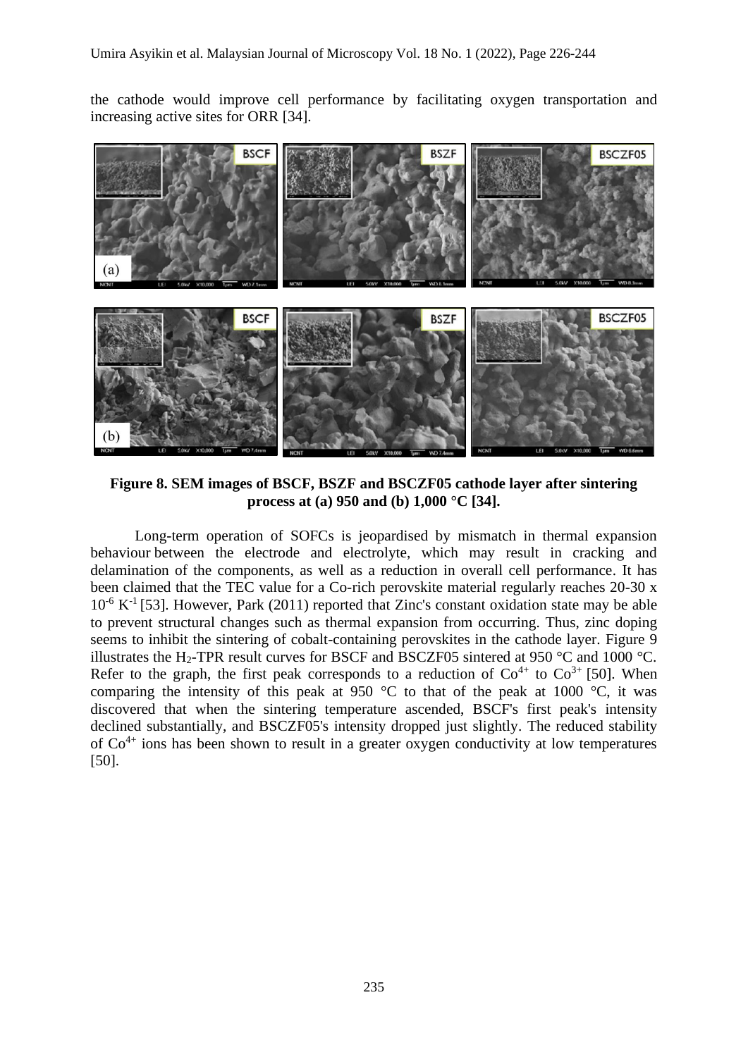the cathode would improve cell performance by facilitating oxygen transportation and increasing active sites for ORR [34].

**Figure 8. SEM images of BSCF, BSZF and BSCZF05 cathode layer after sintering process at (a) 950 and (b) 1,000 °C [34].**

Long-term operation of SOFCs is jeopardised by mismatch in thermal expansion behaviour between the electrode and electrolyte, which may result in cracking and delamination of the components, as well as a reduction in overall cell performance. It has been claimed that the TEC value for a Co-rich perovskite material regularly reaches 20-30 x $10^{-6}$ $K^{-1}$ [53]. However, Park (2011) reported that Zinc's constant oxidation state may be able to prevent structural changes such as thermal expansion from occurring. Thus, zinc doping seems to inhibit the sintering of cobalt-containing perovskites in the cathode layer. Figure 9 illustrates the $H_2$-TPR result curves for BSCF and BSCZF05 sintered at 950 °C and 1000 °C. Refer to the graph, the first peak corresponds to a reduction of $Co^{4+}$ to $Co^{3+}$ [50]. When comparing the intensity of this peak at 950 °C to that of the peak at 1000 °C, it was discovered that when the sintering temperature ascended, BSCF's first peak's intensity declined substantially, and BSCZF05's intensity dropped just slightly. The reduced stability of $Co^{4+}$ ions has been shown to result in a greater oxygen conductivity at low temperatures [50].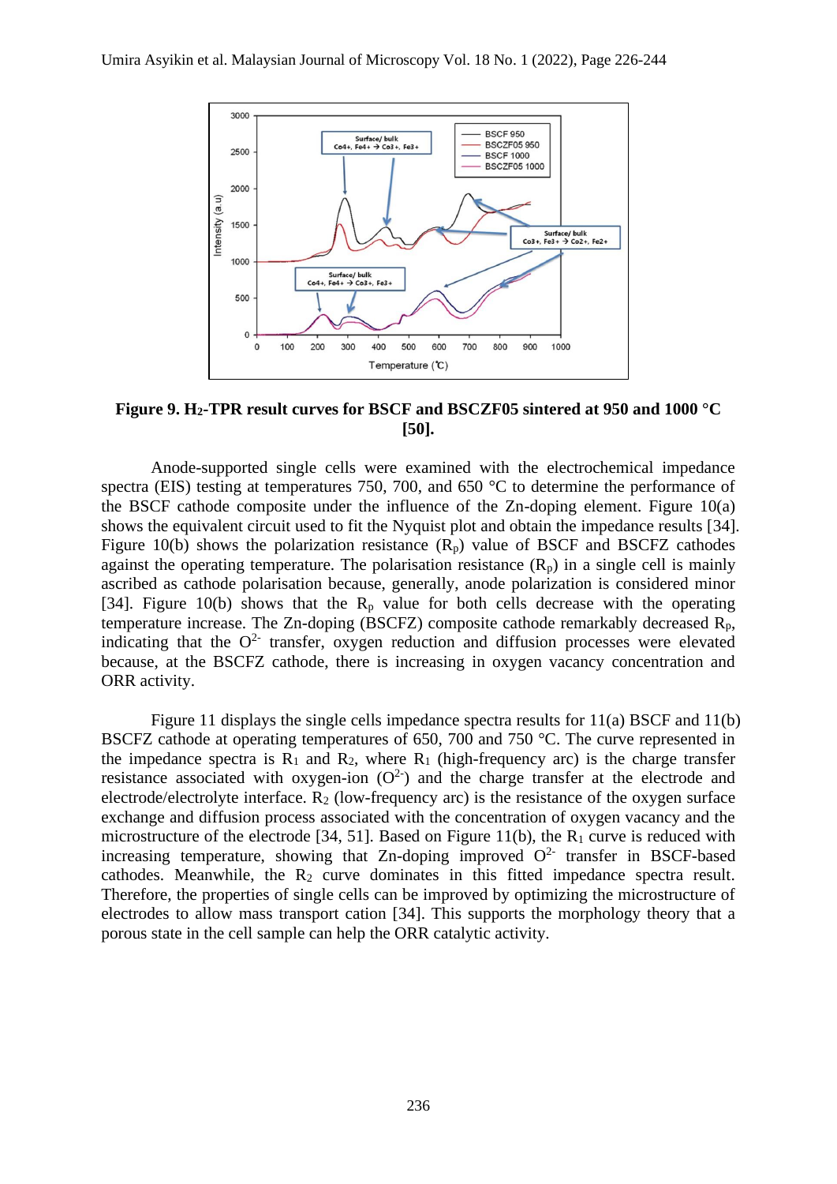**Figure 9. $H_2$-TPR result curves for BSCF and BSCZF05 sintered at 950 and 1000 °C [50].**

Anode-supported single cells were examined with the electrochemical impedance spectra (EIS) testing at temperatures 750, 700, and 650 °C to determine the performance of the BSCF cathode composite under the influence of the Zn-doping element. Figure 10(a) shows the equivalent circuit used to fit the Nyquist plot and obtain the impedance results [34]. Figure 10(b) shows the polarization resistance ($R_p$) value of BSCF and BSCFZ cathodes against the operating temperature. The polarisation resistance ($R_p$) in a single cell is mainly ascribed as cathode polarisation because, generally, anode polarization is considered minor [34]. Figure 10(b) shows that the $R_p$ value for both cells decrease with the operating temperature increase. The Zn-doping (BSCFZ) composite cathode remarkably decreased $R_p$, indicating that the $O^{2-}$ transfer, oxygen reduction and diffusion processes were elevated because, at the BSCFZ cathode, there is increasing in oxygen vacancy concentration and ORR activity.

Figure 11 displays the single cells impedance spectra results for 11(a) BSCF and 11(b) BSCFZ cathode at operating temperatures of 650, 700 and 750 °C. The curve represented in the impedance spectra is $R_1$ and $R_2$, where $R_1$ (high-frequency arc) is the charge transfer resistance associated with oxygen-ion ($O^{2-}$) and the charge transfer at the electrode and electrode/electrolyte interface. $R_2$ (low-frequency arc) is the resistance of the oxygen surface exchange and diffusion process associated with the concentration of oxygen vacancy and the microstructure of the electrode [34, 51]. Based on Figure 11(b), the $R_1$ curve is reduced with increasing temperature, showing that Zn-doping improved $O^{2-}$ transfer in BSCF-based cathodes. Meanwhile, the $R_2$ curve dominates in this fitted impedance spectra result. Therefore, the properties of single cells can be improved by optimizing the microstructure of electrodes to allow mass transport cation [34]. This supports the morphology theory that a porous state in the cell sample can help the ORR catalytic activity.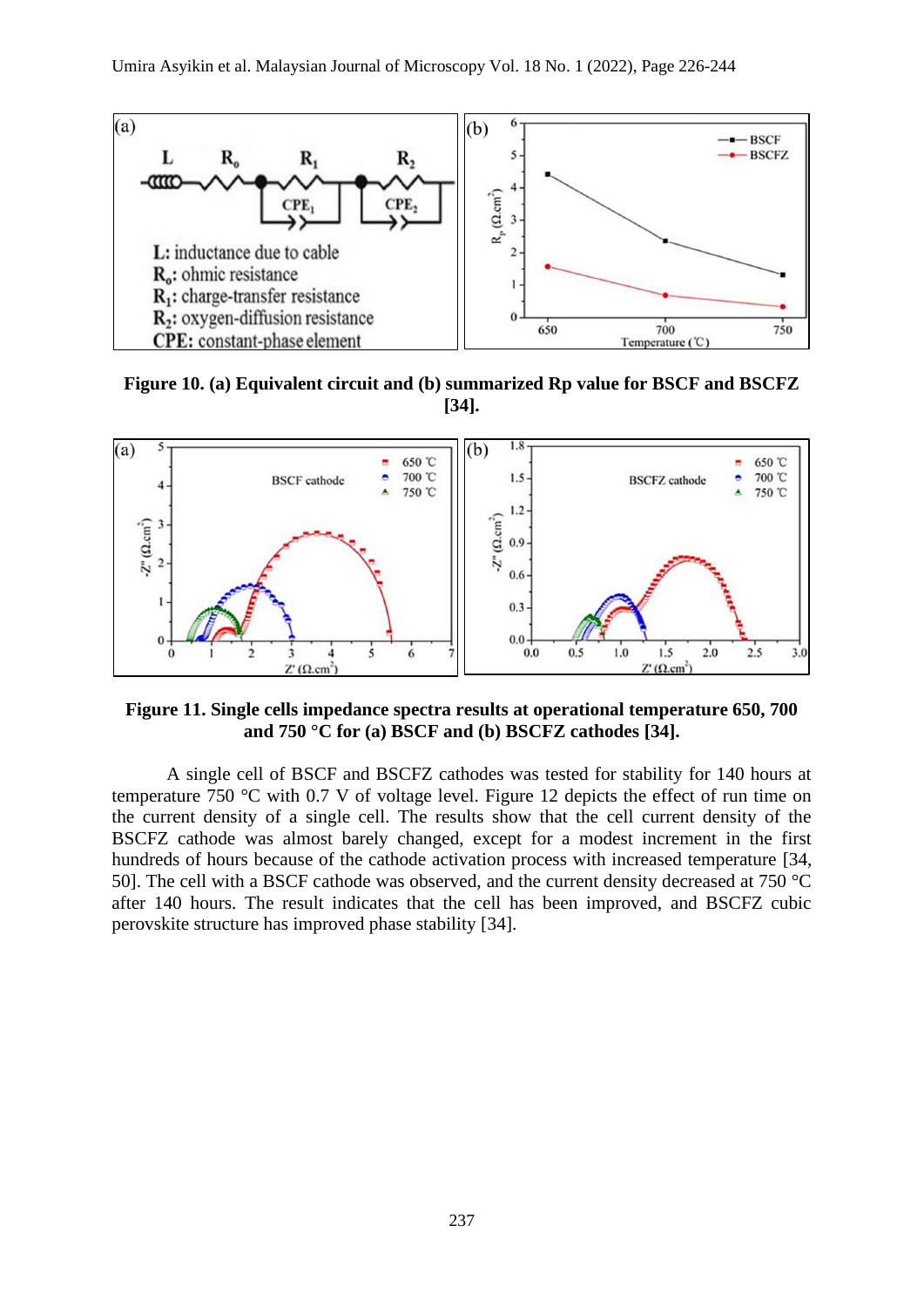**Figure 10. (a) Equivalent circuit and (b) summarized Rp value for BSCF and BSCFZ [34].**

**Figure 11. Single cells impedance spectra results at operational temperature 650, 700 and 750 °C for (a) BSCF and (b) BSCFZ cathodes [34].**

A single cell of BSCF and BSCFZ cathodes was tested for stability for 140 hours at temperature 750 °C with 0.7 V of voltage level. Figure 12 depicts the effect of run time on the current density of a single cell. The results show that the cell current density of the BSCFZ cathode was almost barely changed, except for a modest increment in the first hundreds of hours because of the cathode activation process with increased temperature [34, 50]. The cell with a BSCF cathode was observed, and the current density decreased at 750 °C after 140 hours. The result indicates that the cell has been improved, and BSCFZ cubic perovskite structure has improved phase stability [34].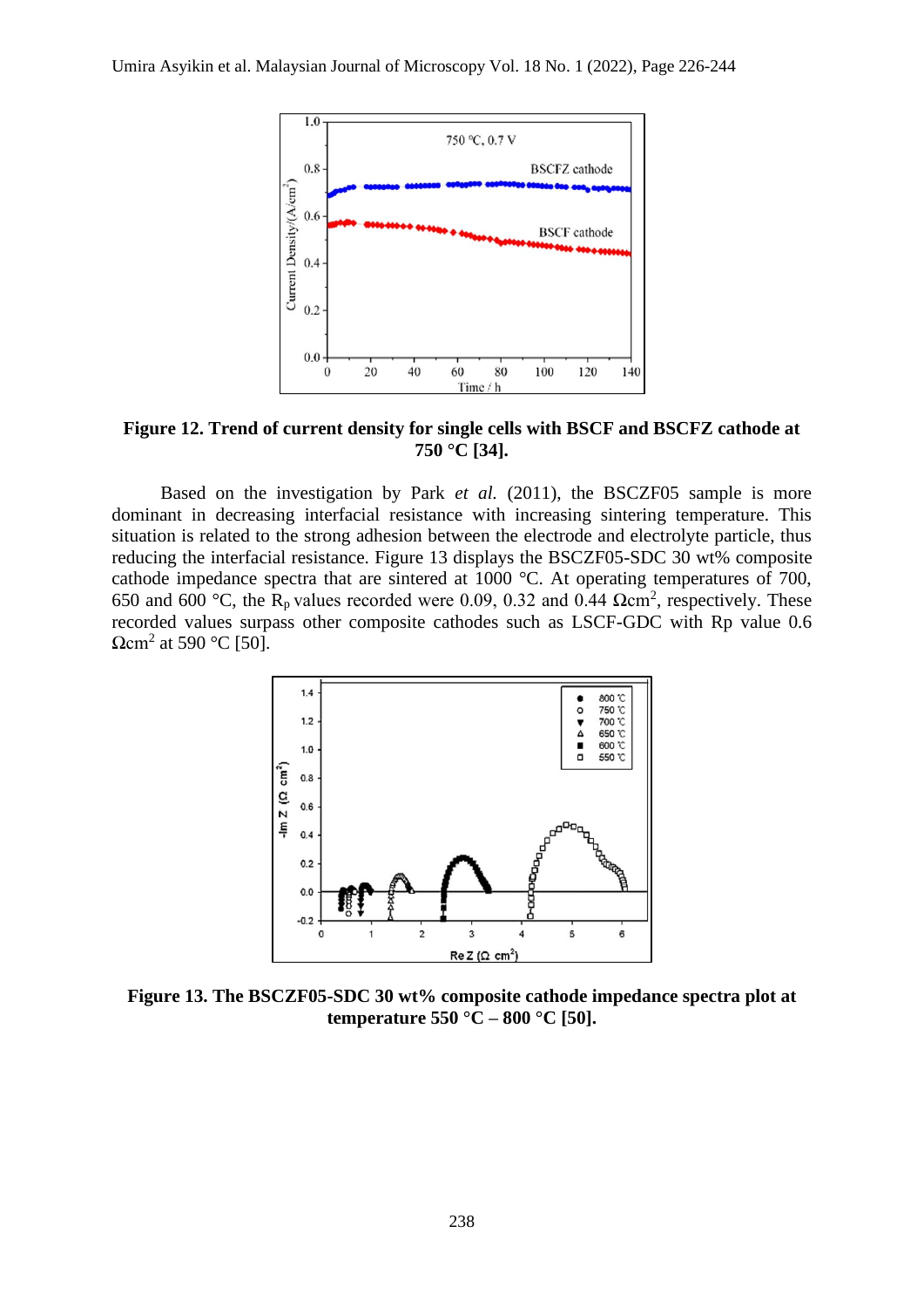**Figure 12. Trend of current density for single cells with BSCF and BSCFZ cathode at 750 °C [34].**

Based on the investigation by Park *et al.* (2011), the BSCZF05 sample is more dominant in decreasing interfacial resistance with increasing sintering temperature. This situation is related to the strong adhesion between the electrode and electrolyte particle, thus reducing the interfacial resistance. Figure 13 displays the BSCZF05-SDC 30 wt% composite cathode impedance spectra that are sintered at 1000 °C. At operating temperatures of 700, 650 and 600 °C, the $R_p$ values recorded were 0.09, 0.32 and 0.44 $\Omega cm^2$, respectively. These recorded values surpass other composite cathodes such as LSCF-GDC with Rp value 0.6 $\Omega cm^2$ at 590 °C [50].

**Figure 13. The BSCZF05-SDC 30 wt% composite cathode impedance spectra plot at temperature 550 °C – 800 °C [50].**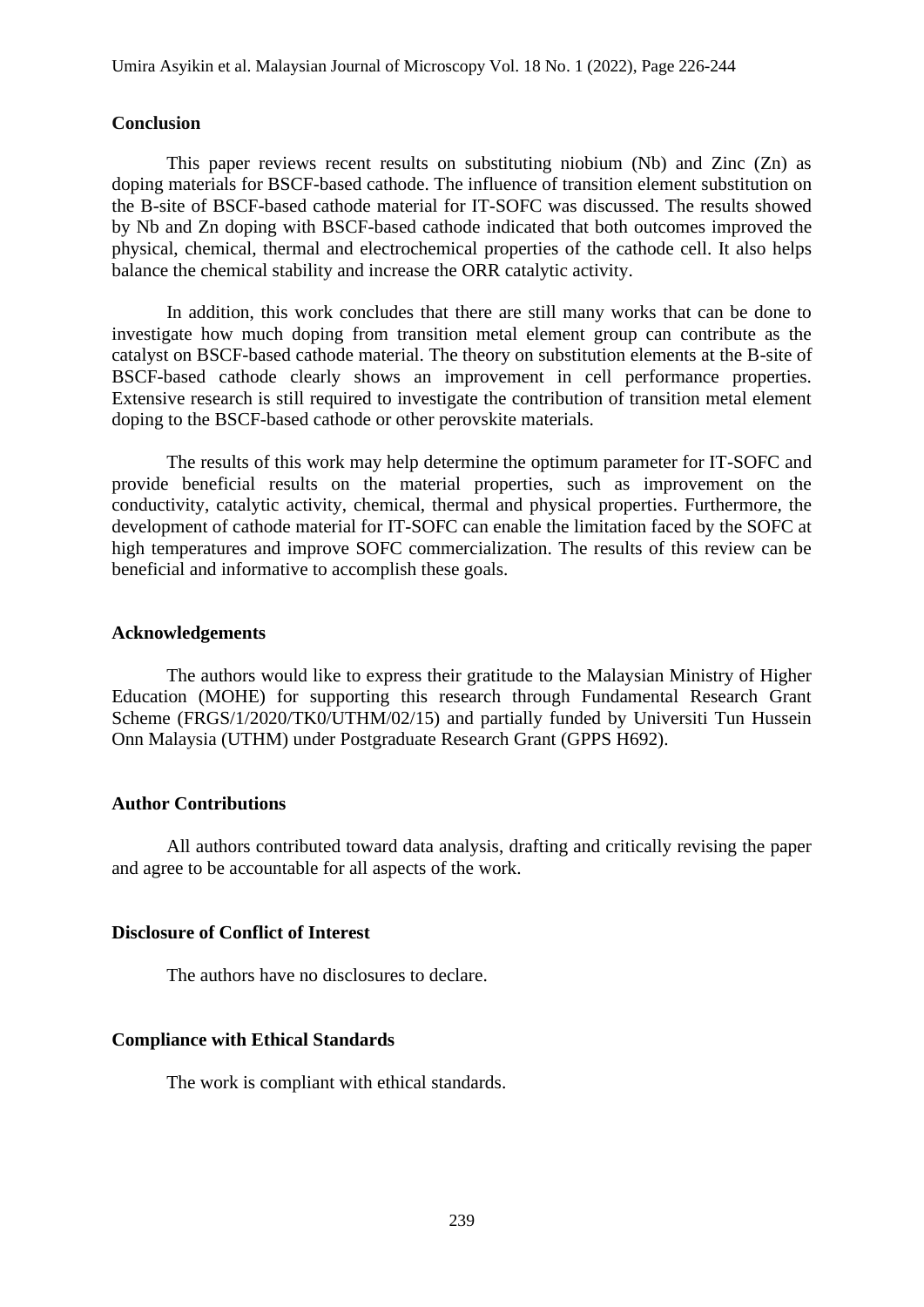## Conclusion

This paper reviews recent results on substituting niobium (Nb) and Zinc (Zn) as doping materials for BSCF-based cathode. The influence of transition element substitution on the B-site of BSCF-based cathode material for IT-SOFC was discussed. The results showed by Nb and Zn doping with BSCF-based cathode indicated that both outcomes improved the physical, chemical, thermal and electrochemical properties of the cathode cell. It also helps balance the chemical stability and increase the ORR catalytic activity.

In addition, this work concludes that there are still many works that can be done to investigate how much doping from transition metal element group can contribute as the catalyst on BSCF-based cathode material. The theory on substitution elements at the B-site of BSCF-based cathode clearly shows an improvement in cell performance properties. Extensive research is still required to investigate the contribution of transition metal element doping to the BSCF-based cathode or other perovskite materials.

The results of this work may help determine the optimum parameter for IT-SOFC and provide beneficial results on the material properties, such as improvement on the conductivity, catalytic activity, chemical, thermal and physical properties. Furthermore, the development of cathode material for IT-SOFC can enable the limitation faced by the SOFC at high temperatures and improve SOFC commercialization. The results of this review can be beneficial and informative to accomplish these goals.

## Acknowledgements

The authors would like to express their gratitude to the Malaysian Ministry of Higher Education (MOHE) for supporting this research through Fundamental Research Grant Scheme (FRGS/1/2020/TK0/UTHM/02/15) and partially funded by Universiti Tun Hussein Onn Malaysia (UTHM) under Postgraduate Research Grant (GPPS H692).

## Author Contributions

All authors contributed toward data analysis, drafting and critically revising the paper and agree to be accountable for all aspects of the work.

## Disclosure of Conflict of Interest

The authors have no disclosures to declare.

## Compliance with Ethical Standards

The work is compliant with ethical standards.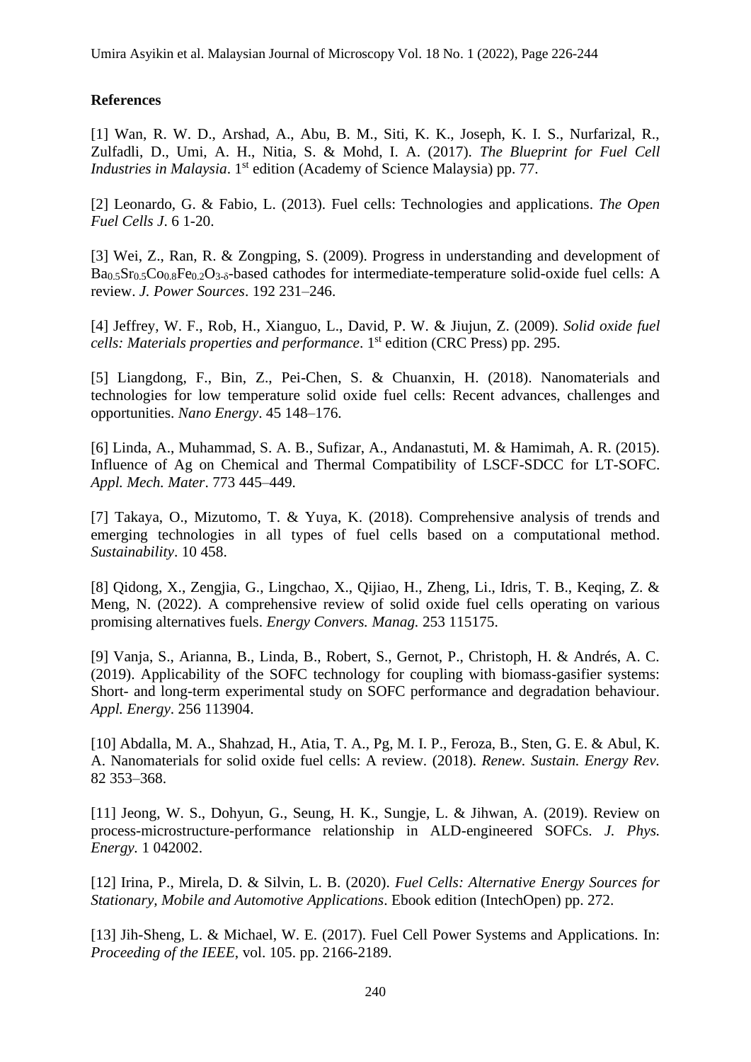## References

[1] Wan, R. W. D., Arshad, A., Abu, B. M., Siti, K. K., Joseph, K. I. S., Nurfarizal, R., Zulfadli, D., Umi, A. H., Nitia, S. & Mohd, I. A. (2017). *The Blueprint for Fuel Cell Industries in Malaysia*. 1st edition (Academy of Science Malaysia) pp. 77.

[2] Leonardo, G. & Fabio, L. (2013). Fuel cells: Technologies and applications. *The Open Fuel Cells J*. 6 1-20.

[3] Wei, Z., Ran, R. & Zongping, S. (2009). Progress in understanding and development of $Ba_{0.5}Sr_{0.5}Co_{0.8}Fe_{0.2}O_{3-\delta}$-based cathodes for intermediate-temperature solid-oxide fuel cells: A review. *J. Power Sources*. 192 231–246.

[4] Jeffrey, W. F., Rob, H., Xianguo, L., David, P. W. & Jiujun, Z. (2009). *Solid oxide fuel cells: Materials properties and performance*. 1st edition (CRC Press) pp. 295.

[5] Liangdong, F., Bin, Z., Pei-Chen, S. & Chuanxin, H. (2018). Nanomaterials and technologies for low temperature solid oxide fuel cells: Recent advances, challenges and opportunities. *Nano Energy*. 45 148–176.

[6] Linda, A., Muhammad, S. A. B., Sufizar, A., Andanastuti, M. & Hamimah, A. R. (2015). Influence of Ag on Chemical and Thermal Compatibility of LSCF-SDCC for LT-SOFC. *Appl. Mech. Mater*. 773 445–449.

[7] Takaya, O., Mizutomo, T. & Yuya, K. (2018). Comprehensive analysis of trends and emerging technologies in all types of fuel cells based on a computational method. *Sustainability*. 10 458.

[8] Qidong, X., Zengjia, G., Lingchao, X., Qijiao, H., Zheng, Li., Idris, T. B., Keqing, Z. & Meng, N. (2022). A comprehensive review of solid oxide fuel cells operating on various promising alternatives fuels. *Energy Convers. Manag.* 253 115175.

[9] Vanja, S., Arianna, B., Linda, B., Robert, S., Gernot, P., Christoph, H. & Andrés, A. C. (2019). Applicability of the SOFC technology for coupling with biomass-gasifier systems: Short- and long-term experimental study on SOFC performance and degradation behaviour. *Appl. Energy*. 256 113904.

[10] Abdalla, M. A., Shahzad, H., Atia, T. A., Pg, M. I. P., Feroza, B., Sten, G. E. & Abul, K. A. Nanomaterials for solid oxide fuel cells: A review. (2018). *Renew. Sustain. Energy Rev.* 82 353–368.

[11] Jeong, W. S., Dohyun, G., Seung, H. K., Sungje, L. & Jihwan, A. (2019). Review on process-microstructure-performance relationship in ALD-engineered SOFCs. *J. Phys. Energy*. 1 042002.

[12] Irina, P., Mirela, D. & Silvin, L. B. (2020). *Fuel Cells: Alternative Energy Sources for Stationary, Mobile and Automotive Applications*. Ebook edition (IntechOpen) pp. 272.

[13] Jih-Sheng, L. & Michael, W. E. (2017). Fuel Cell Power Systems and Applications. In: *Proceeding of the IEEE*, vol. 105. pp. 2166-2189.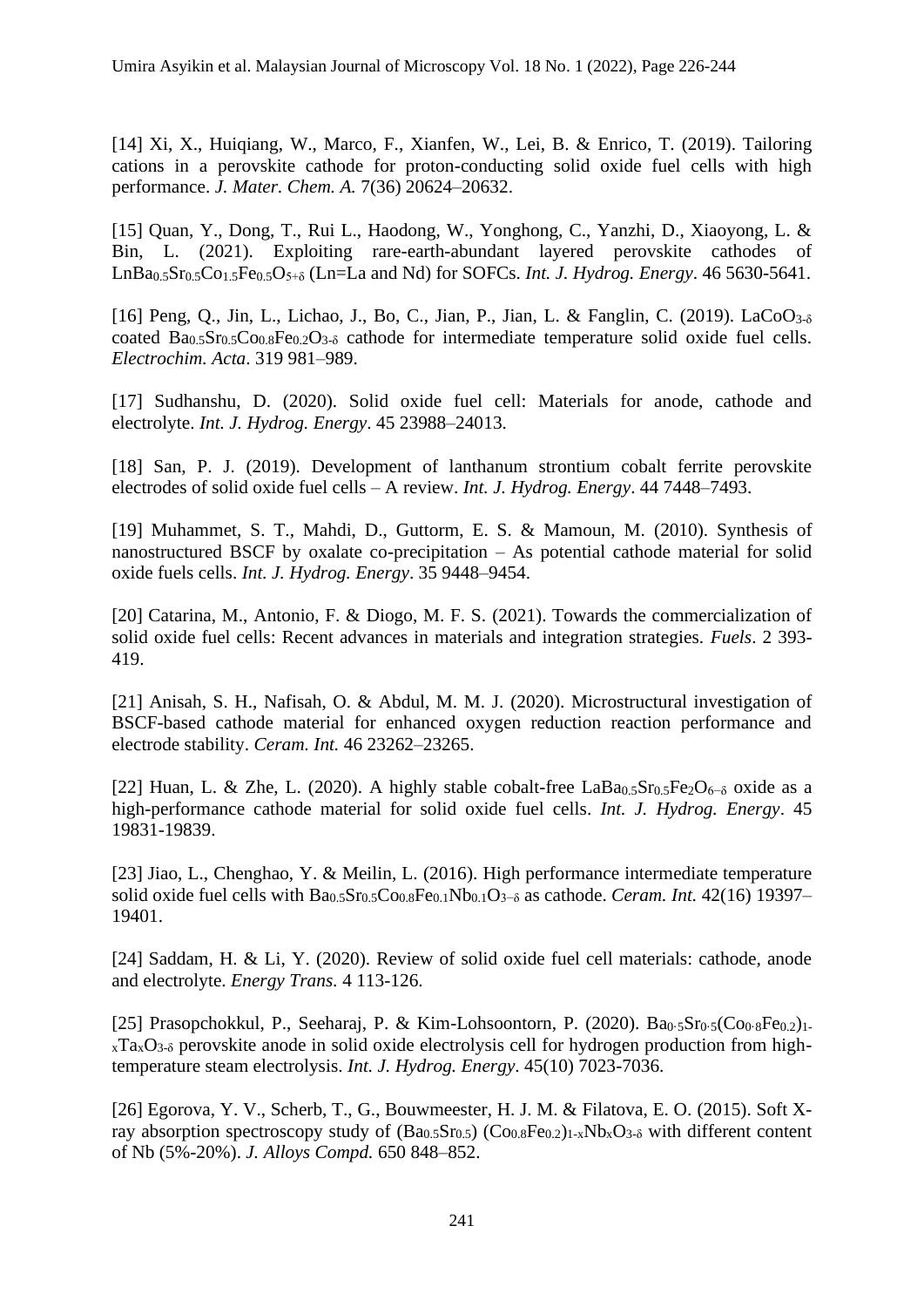[14] Xi, X., Huiqiang, W., Marco, F., Xianfen, W., Lei, B. & Enrico, T. (2019). Tailoring cations in a perovskite cathode for proton-conducting solid oxide fuel cells with high performance. *J. Mater. Chem. A.* 7(36) 20624–20632.

[15] Quan, Y., Dong, T., Rui L., Haodong, W., Yonghong, C., Yanzhi, D., Xiaoyong, L. & Bin, L. (2021). Exploiting rare-earth-abundant layered perovskite cathodes of $LnBa_{0.5}Sr_{0.5}Co_{1.5}Fe_{0.5}O_{5+\delta}$ (Ln=La and Nd) for SOFCs. *Int. J. Hydrog. Energy*. 46 5630-5641.

[16] Peng, Q., Jin, L., Lichao, J., Bo, C., Jian, P., Jian, L. & Fanglin, C. (2019). $LaCoO_{3-\delta}$ coated $Ba_{0.5}Sr_{0.5}Co_{0.8}Fe_{0.2}O_{3-\delta}$ cathode for intermediate temperature solid oxide fuel cells. *Electrochim. Acta*. 319 981–989.

[17] Sudhanshu, D. (2020). Solid oxide fuel cell: Materials for anode, cathode and electrolyte. *Int. J. Hydrog. Energy*. 45 23988–24013.

[18] San, P. J. (2019). Development of lanthanum strontium cobalt ferrite perovskite electrodes of solid oxide fuel cells – A review. *Int. J. Hydrog. Energy*. 44 7448–7493.

[19] Muhammet, S. T., Mahdi, D., Guttorm, E. S. & Mamoun, M. (2010). Synthesis of nanostructured BSCF by oxalate co-precipitation – As potential cathode material for solid oxide fuels cells. *Int. J. Hydrog. Energy*. 35 9448–9454.

[20] Catarina, M., Antonio, F. & Diogo, M. F. S. (2021). Towards the commercialization of solid oxide fuel cells: Recent advances in materials and integration strategies. *Fuels*. 2 393-419.

[21] Anisah, S. H., Nafisah, O. & Abdul, M. M. J. (2020). Microstructural investigation of BSCF-based cathode material for enhanced oxygen reduction reaction performance and electrode stability. *Ceram. Int.* 46 23262–23265.

[22] Huan, L. & Zhe, L. (2020). A highly stable cobalt-free $LaBa_{0.5}Sr_{0.5}Fe_2O_{6-\delta}$ oxide as a high-performance cathode material for solid oxide fuel cells. *Int. J. Hydrog. Energy*. 45 19831-19839.

[23] Jiao, L., Chenghao, Y. & Meilin, L. (2016). High performance intermediate temperature solid oxide fuel cells with $Ba_{0.5}Sr_{0.5}Co_{0.8}Fe_{0.1}Nb_{0.1}O_{3-\delta}$ as cathode. *Ceram. Int.* 42(16) 19397–19401.

[24] Saddam, H. & Li, Y. (2020). Review of solid oxide fuel cell materials: cathode, anode and electrolyte. *Energy Trans.* 4 113-126.

[25] Prasopchokkul, P., Seeharaj, P. & Kim-Lohsoontorn, P. (2020). $Ba_{0.5}Sr_{0.5}(Co_{0.8}Fe_{0.2})_{1-x}Ta_xO_{3-\delta}$ perovskite anode in solid oxide electrolysis cell for hydrogen production from high-temperature steam electrolysis. *Int. J. Hydrog. Energy*. 45(10) 7023-7036.

[26] Egorova, Y. V., Scherb, T., G., Bouwmeester, H. J. M. & Filatova, E. O. (2015). Soft X-ray absorption spectroscopy study of $(Ba_{0.5}Sr_{0.5})(Co_{0.8}Fe_{0.2})_{1-x}Nb_xO_{3-\delta}$ with different content of Nb (5%-20%). *J. Alloys Compd.* 650 848–852.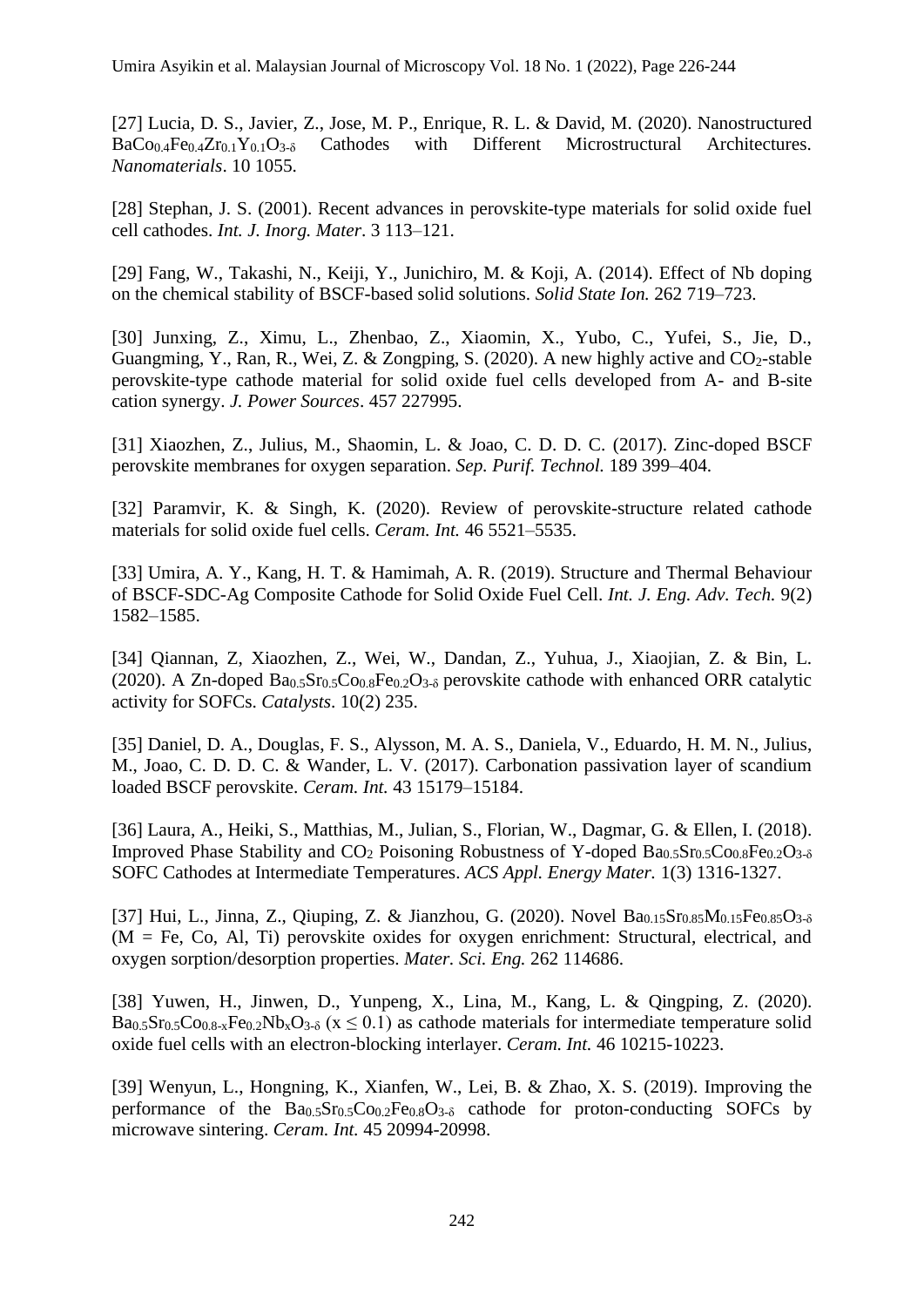[27] Lucia, D. S., Javier, Z., Jose, M. P., Enrique, R. L. & David, M. (2020). Nanostructured $BaCo_{0.4}Fe_{0.4}Zr_{0.1}Y_{0.1}O_{3-\delta}$ Cathodes with Different Microstructural Architectures. *Nanomaterials*. 10 1055.

[28] Stephan, J. S. (2001). Recent advances in perovskite-type materials for solid oxide fuel cell cathodes. *Int. J. Inorg. Mater*. 3 113–121.

[29] Fang, W., Takashi, N., Keiji, Y., Junichiro, M. & Koji, A. (2014). Effect of Nb doping on the chemical stability of BSCF-based solid solutions. *Solid State Ion.* 262 719–723.

[30] Junxing, Z., Ximu, L., Zhenbao, Z., Xiaomin, X., Yubo, C., Yufei, S., Jie, D., Guangming, Y., Ran, R., Wei, Z. & Zongping, S. (2020). A new highly active and $CO_2$-stable perovskite-type cathode material for solid oxide fuel cells developed from A- and B-site cation synergy. *J. Power Sources*. 457 227995.

[31] Xiaozhen, Z., Julius, M., Shaomin, L. & Joao, C. D. D. C. (2017). Zinc-doped BSCF perovskite membranes for oxygen separation. *Sep. Purif. Technol.* 189 399–404.

[32] Paramvir, K. & Singh, K. (2020). Review of perovskite-structure related cathode materials for solid oxide fuel cells. *Ceram. Int.* 46 5521–5535.

[33] Umira, A. Y., Kang, H. T. & Hamimah, A. R. (2019). Structure and Thermal Behaviour of BSCF-SDC-Ag Composite Cathode for Solid Oxide Fuel Cell. *Int. J. Eng. Adv. Tech.* 9(2) 1582–1585.

[34] Qiannan, Z, Xiaozhen, Z., Wei, W., Dandan, Z., Yuhua, J., Xiaojian, Z. & Bin, L. (2020). A Zn-doped $Ba_{0.5}Sr_{0.5}Co_{0.8}Fe_{0.2}O_{3-\delta}$ perovskite cathode with enhanced ORR catalytic activity for SOFCs. *Catalysts*. 10(2) 235.

[35] Daniel, D. A., Douglas, F. S., Alysson, M. A. S., Daniela, V., Eduardo, H. M. N., Julius, M., Joao, C. D. D. C. & Wander, L. V. (2017). Carbonation passivation layer of scandium loaded BSCF perovskite. *Ceram. Int.* 43 15179–15184.

[36] Laura, A., Heiki, S., Matthias, M., Julian, S., Florian, W., Dagmar, G. & Ellen, I. (2018). Improved Phase Stability and $CO_2$ Poisoning Robustness of Y-doped $Ba_{0.5}Sr_{0.5}Co_{0.8}Fe_{0.2}O_{3-\delta}$ SOFC Cathodes at Intermediate Temperatures. *ACS Appl. Energy Mater.* 1(3) 1316-1327.

[37] Hui, L., Jinna, Z., Qiuping, Z. & Jianzhou, G. (2020). Novel $Ba_{0.15}Sr_{0.85}M_{0.15}Fe_{0.85}O_{3-\delta}$ (M = Fe, Co, Al, Ti) perovskite oxides for oxygen enrichment: Structural, electrical, and oxygen sorption/desorption properties. *Mater. Sci. Eng.* 262 114686.

[38] Yuwen, H., Jinwen, D., Yunpeng, X., Lina, M., Kang, L. & Qingping, Z. (2020). $Ba_{0.5}Sr_{0.5}Co_{0.8-x}Fe_{0.2}Nb_xO_{3-\delta}$ ($x \leq 0.1$) as cathode materials for intermediate temperature solid oxide fuel cells with an electron-blocking interlayer. *Ceram. Int.* 46 10215-10223.

[39] Wenyun, L., Hongning, K., Xianfen, W., Lei, B. & Zhao, X. S. (2019). Improving the performance of the $Ba_{0.5}Sr_{0.5}Co_{0.2}Fe_{0.8}O_{3-\delta}$ cathode for proton-conducting SOFCs by microwave sintering. *Ceram. Int.* 45 20994-20998.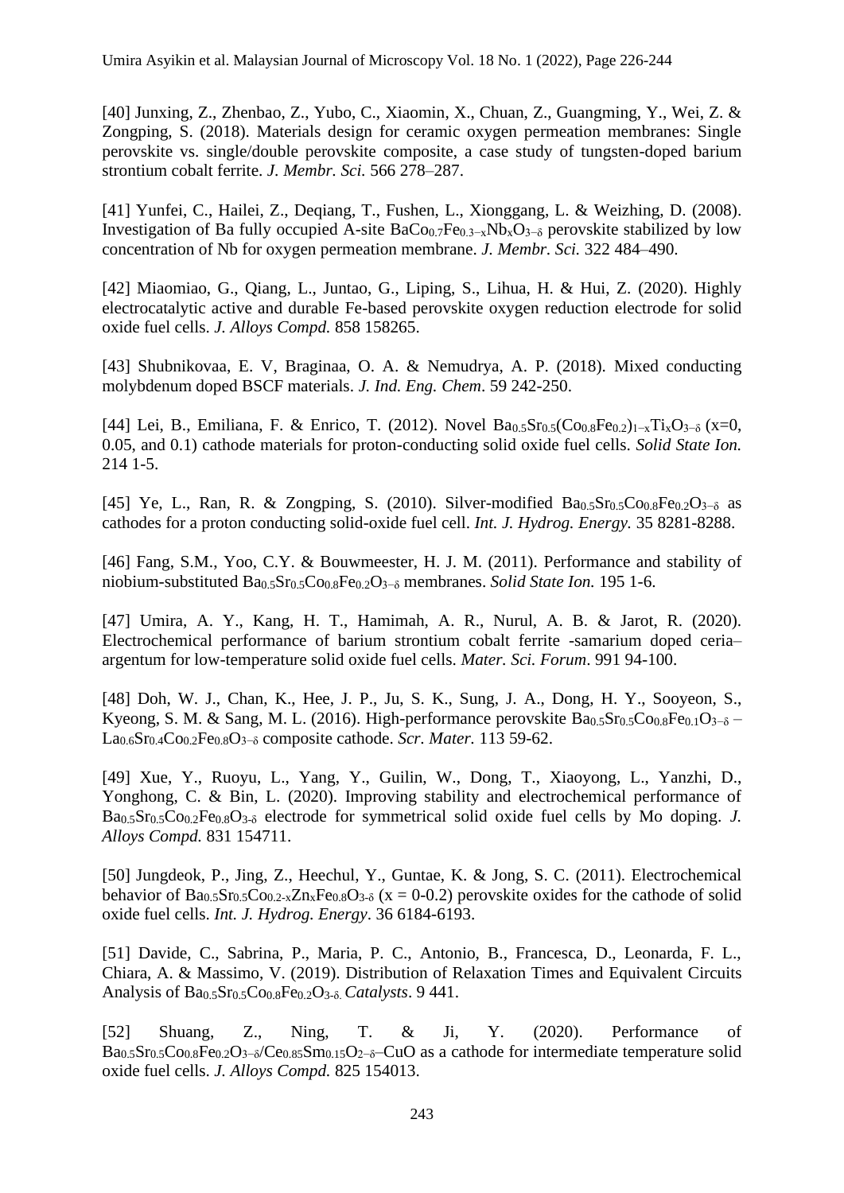[40] Junxing, Z., Zhenbao, Z., Yubo, C., Xiaomin, X., Chuan, Z., Guangming, Y., Wei, Z. & Zongping, S. (2018). Materials design for ceramic oxygen permeation membranes: Single perovskite vs. single/double perovskite composite, a case study of tungsten-doped barium strontium cobalt ferrite. *J. Membr. Sci.* 566 278–287.

[41] Yunfei, C., Hailei, Z., Deqiang, T., Fushen, L., Xionggang, L. & Weizhing, D. (2008). Investigation of Ba fully occupied A-site $BaCo_{0.7}Fe_{0.3-x}Nb_xO_{3-\delta}$ perovskite stabilized by low concentration of Nb for oxygen permeation membrane. *J. Membr. Sci.* 322 484–490.

[42] Miaomiao, G., Qiang, L., Juntao, G., Liping, S., Lihua, H. & Hui, Z. (2020). Highly electrocatalytic active and durable Fe-based perovskite oxygen reduction electrode for solid oxide fuel cells. *J. Alloys Compd.* 858 158265.

[43] Shubnikovaa, E. V, Braginaa, O. A. & Nemudrya, A. P. (2018). Mixed conducting molybdenum doped BSCF materials. *J. Ind. Eng. Chem*. 59 242-250.

[44] Lei, B., Emiliana, F. & Enrico, T. (2012). Novel $Ba_{0.5}Sr_{0.5}(Co_{0.8}Fe_{0.2})_{1-x}Ti_xO_{3-\delta}$ (x=0, 0.05, and 0.1) cathode materials for proton-conducting solid oxide fuel cells. *Solid State Ion.* 214 1-5.

[45] Ye, L., Ran, R. & Zongping, S. (2010). Silver-modified $Ba_{0.5}Sr_{0.5}Co_{0.8}Fe_{0.2}O_{3-\delta}$ as cathodes for a proton conducting solid-oxide fuel cell. *Int. J. Hydrog. Energy.* 35 8281-8288.

[46] Fang, S.M., Yoo, C.Y. & Bouwmeester, H. J. M. (2011). Performance and stability of niobium-substituted $Ba_{0.5}Sr_{0.5}Co_{0.8}Fe_{0.2}O_{3-\delta}$ membranes. *Solid State Ion.* 195 1-6.

[47] Umira, A. Y., Kang, H. T., Hamimah, A. R., Nurul, A. B. & Jarot, R. (2020). Electrochemical performance of barium strontium cobalt ferrite -samarium doped ceria–argentum for low-temperature solid oxide fuel cells. *Mater. Sci. Forum*. 991 94-100.

[48] Doh, W. J., Chan, K., Hee, J. P., Ju, S. K., Sung, J. A., Dong, H. Y., Sooyeon, S., Kyeong, S. M. & Sang, M. L. (2016). High-performance perovskite $Ba_{0.5}Sr_{0.5}Co_{0.8}Fe_{0.1}O_{3-\delta}$ – $La_{0.6}Sr_{0.4}Co_{0.2}Fe_{0.8}O_{3-\delta}$ composite cathode. *Scr. Mater.* 113 59-62.

[49] Xue, Y., Ruoyu, L., Yang, Y., Guilin, W., Dong, T., Xiaoyong, L., Yanzhi, D., Yonghong, C. & Bin, L. (2020). Improving stability and electrochemical performance of $Ba_{0.5}Sr_{0.5}Co_{0.2}Fe_{0.8}O_{3-\delta}$ electrode for symmetrical solid oxide fuel cells by Mo doping. *J. Alloys Compd.* 831 154711.

[50] Jungdeok, P., Jing, Z., Heechul, Y., Guntae, K. & Jong, S. C. (2011). Electrochemical behavior of $Ba_{0.5}Sr_{0.5}Co_{0.2-x}Zn_xFe_{0.8}O_{3-\delta}$ (x = 0-0.2) perovskite oxides for the cathode of solid oxide fuel cells. *Int. J. Hydrog. Energy*. 36 6184-6193.

[51] Davide, C., Sabrina, P., Maria, P. C., Antonio, B., Francesca, D., Leonarda, F. L., Chiara, A. & Massimo, V. (2019). Distribution of Relaxation Times and Equivalent Circuits Analysis of $Ba_{0.5}Sr_{0.5}Co_{0.8}Fe_{0.2}O_{3-\delta}$. *Catalysts*. 9 441.

[52] Shuang, Z., Ning, T. & Ji, Y. (2020). Performance of $Ba_{0.5}Sr_{0.5}Co_{0.8}Fe_{0.2}O_{3-\delta}/Ce_{0.85}Sm_{0.15}O_{2-\delta}$–CuO as a cathode for intermediate temperature solid oxide fuel cells. *J. Alloys Compd.* 825 154013.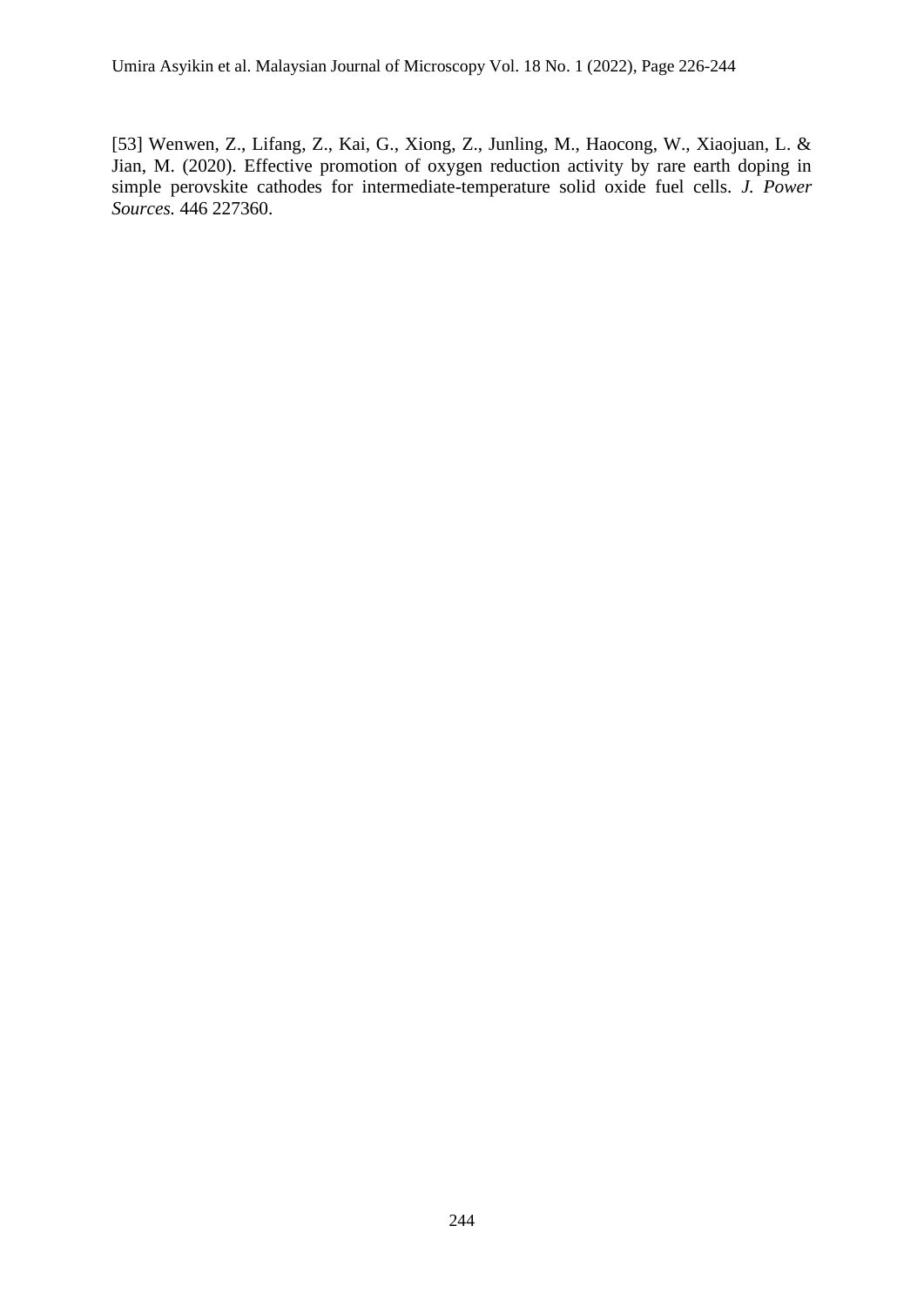[53] Wenwen, Z., Lifang, Z., Kai, G., Xiong, Z., Junling, M., Haocong, W., Xiaojuan, L. & Jian, M. (2020). Effective promotion of oxygen reduction activity by rare earth doping in simple perovskite cathodes for intermediate-temperature solid oxide fuel cells. *J. Power Sources.* 446 227360.